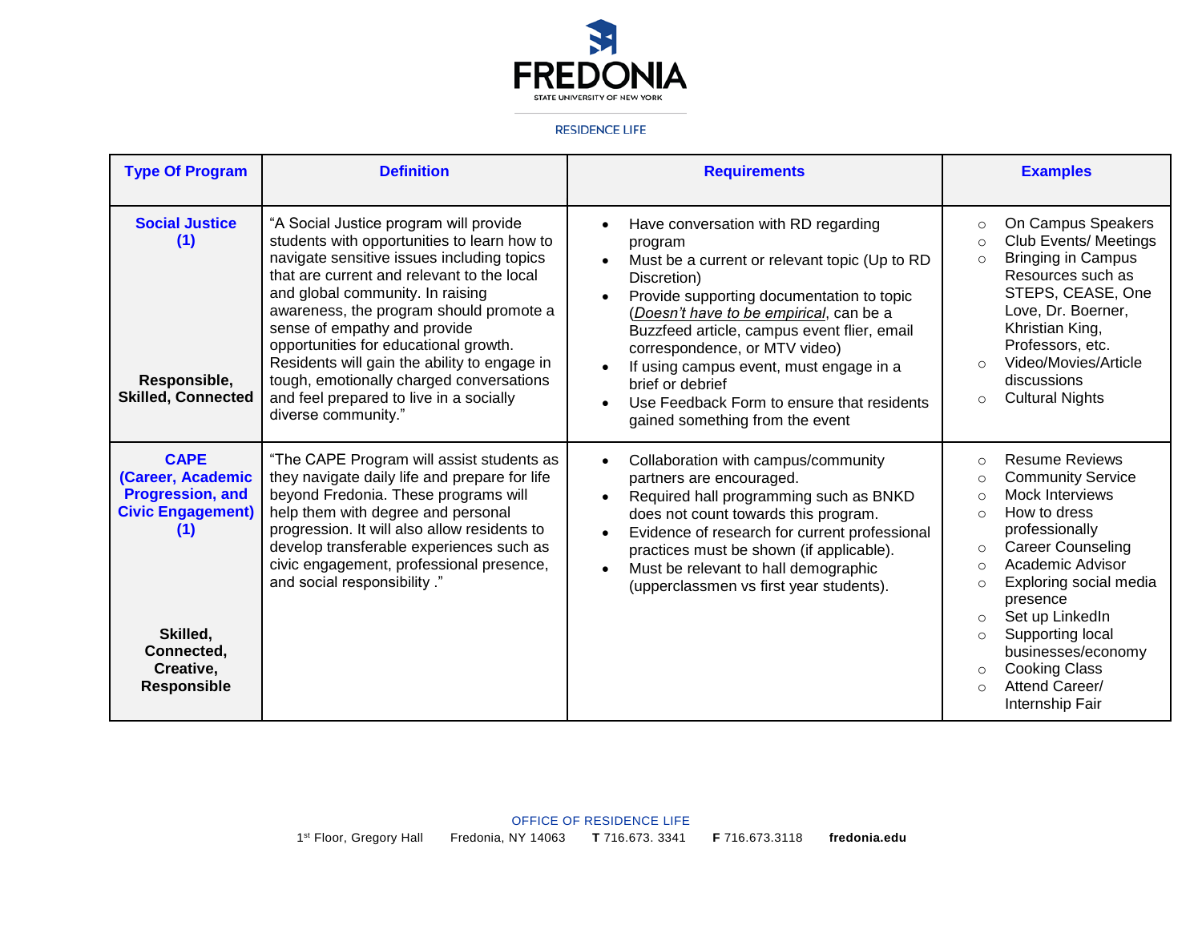# FREDONIA

STATE UNIVERSITY OF NEW YORK

RESIDENCE LIFE

| Type Of Program | Definition | Requirements | Examples |
|---|---|---|---|
| **Social Justice (1)**<br><br>**Responsible, Skilled, Connected** | "A Social Justice program will provide students with opportunities to learn how to navigate sensitive issues including topics that are current and relevant to the local and global community. In raising awareness, the program should promote a sense of empathy and provide opportunities for educational growth. Residents will gain the ability to engage in tough, emotionally charged conversations and feel prepared to live in a socially diverse community." | • Have conversation with RD regarding program<br>• Must be a current or relevant topic (Up to RD Discretion)<br>• Provide supporting documentation to topic (*Doesn't have to be empirical*, can be a Buzzfeed article, campus event flier, email correspondence, or MTV video)<br>• If using campus event, must engage in a brief or debrief<br>• Use Feedback Form to ensure that residents gained something from the event | ○ On Campus Speakers<br>○ Club Events/ Meetings<br>○ Bringing in Campus Resources such as STEPS, CEASE, One Love, Dr. Boerner, Khristian King, Professors, etc.<br>○ Video/Movies/Article discussions<br>○ Cultural Nights |
| **CAPE (Career, Academic Progression, and Civic Engagement) (1)**<br><br>**Skilled, Connected, Creative, Responsible** | "The CAPE Program will assist students as they navigate daily life and prepare for life beyond Fredonia. These programs will help them with degree and personal progression. It will also allow residents to develop transferable experiences such as civic engagement, professional presence, and social responsibility ." | • Collaboration with campus/community partners are encouraged.<br>• Required hall programming such as BNKD does not count towards this program.<br>• Evidence of research for current professional practices must be shown (if applicable).<br>• Must be relevant to hall demographic (upperclassmen vs first year students). | ○ Resume Reviews<br>○ Community Service<br>○ Mock Interviews<br>○ How to dress professionally<br>○ Career Counseling<br>○ Academic Advisor<br>○ Exploring social media presence<br>○ Set up LinkedIn<br>○ Supporting local businesses/economy<br>○ Cooking Class<br>○ Attend Career/ Internship Fair |

OFFICE OF RESIDENCE LIFE

1st Floor, Gregory Hall    Fredonia, NY 14063    **T** 716.673. 3341    **F** 716.673.3118    **fredonia.edu**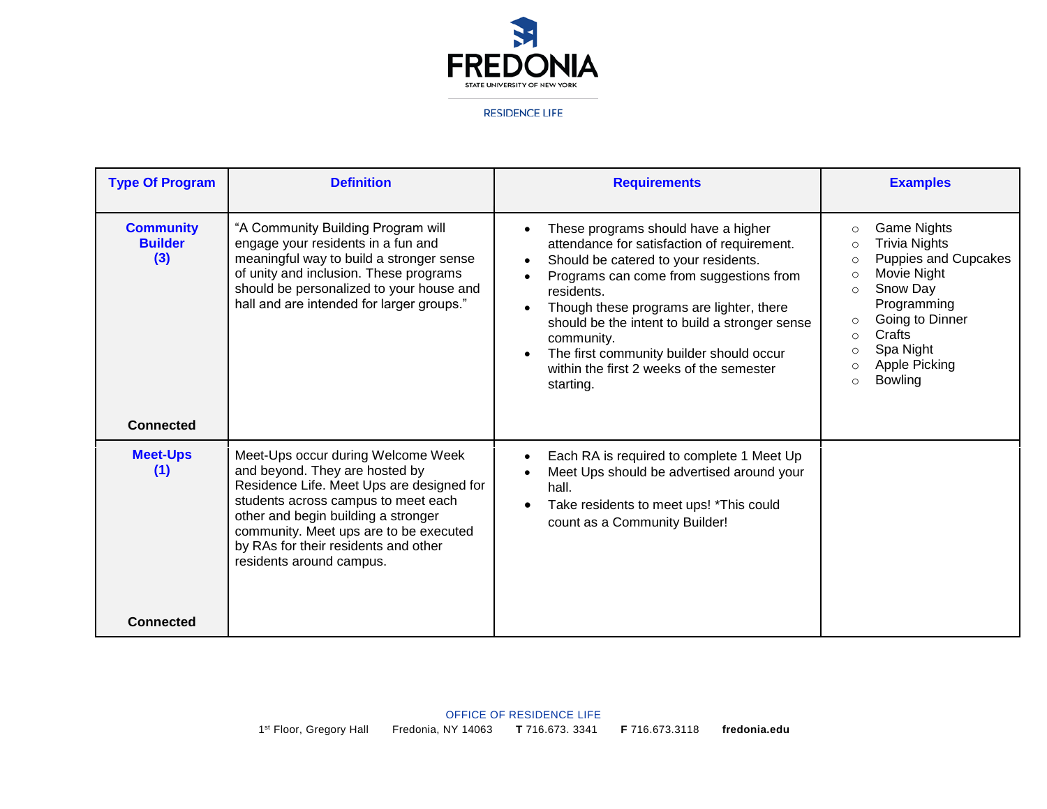FREDONIA
STATE UNIVERSITY OF NEW YORK

RESIDENCE LIFE

| Type Of Program | Definition | Requirements | Examples |
|---|---|---|---|
| **Community Builder (3)**<br><br>**Connected** | "A Community Building Program will engage your residents in a fun and meaningful way to build a stronger sense of unity and inclusion. These programs should be personalized to your house and hall and are intended for larger groups." | • These programs should have a higher attendance for satisfaction of requirement.<br>• Should be catered to your residents.<br>• Programs can come from suggestions from residents.<br>• Though these programs are lighter, there should be the intent to build a stronger sense community.<br>• The first community builder should occur within the first 2 weeks of the semester starting. | ○ Game Nights<br>○ Trivia Nights<br>○ Puppies and Cupcakes<br>○ Movie Night<br>○ Snow Day Programming<br>○ Going to Dinner<br>○ Crafts<br>○ Spa Night<br>○ Apple Picking<br>○ Bowling |
| **Meet-Ups (1)**<br><br>**Connected** | Meet-Ups occur during Welcome Week and beyond. They are hosted by Residence Life. Meet Ups are designed for students across campus to meet each other and begin building a stronger community. Meet ups are to be executed by RAs for their residents and other residents around campus. | • Each RA is required to complete 1 Meet Up<br>• Meet Ups should be advertised around your hall.<br>• Take residents to meet ups! *This could count as a Community Builder! | |

OFFICE OF RESIDENCE LIFE
1st Floor, Gregory Hall    Fredonia, NY 14063    **T** 716.673. 3341    **F** 716.673.3118    **fredonia.edu**